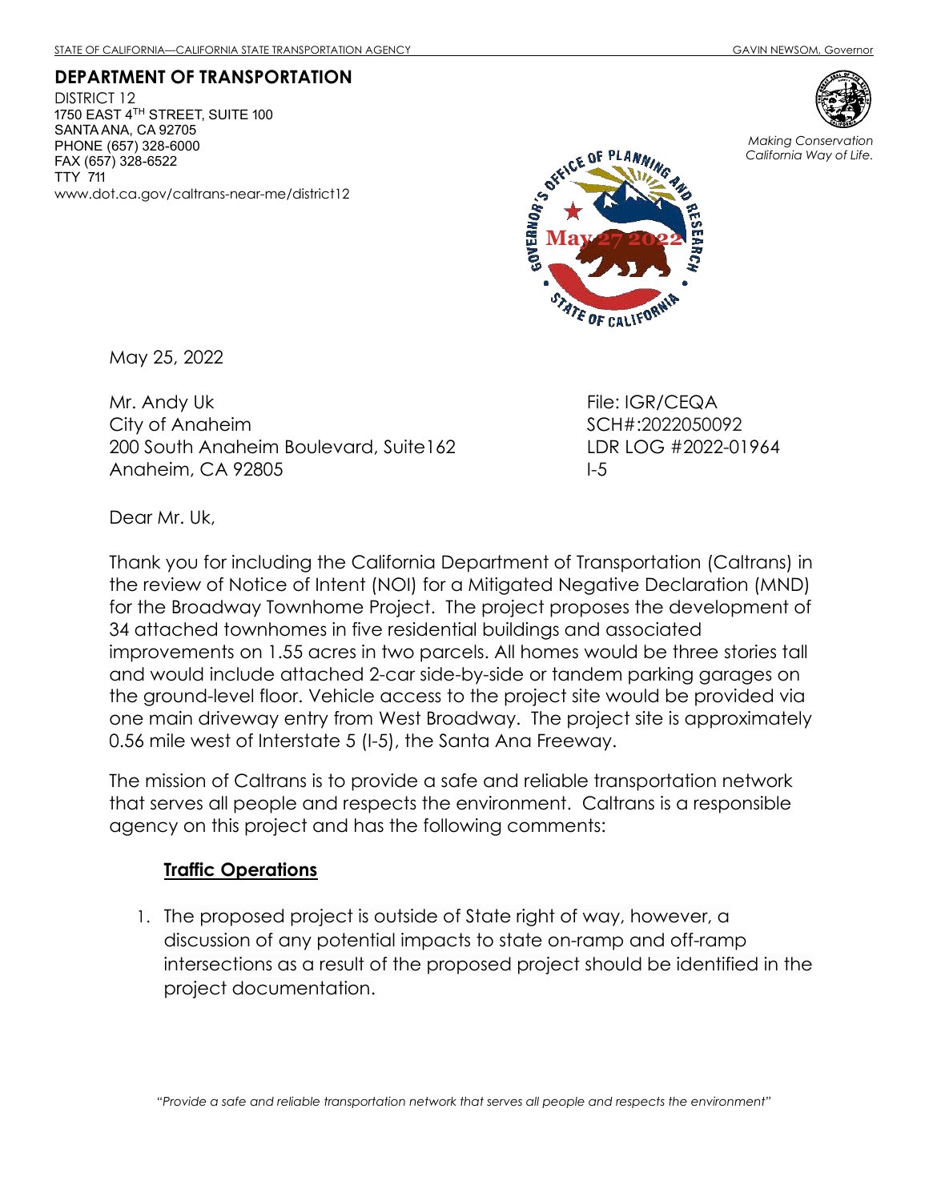STATE OF CALIFORNIA—CALIFORNIA STATE TRANSPORTATION AGENCY GAVIN NEWSOM, Governor

**DEPARTMENT OF TRANSPORTATION**
DISTRICT 12
1750 EAST 4TH STREET, SUITE 100
SANTA ANA, CA 92705
PHONE (657) 328-6000
FAX (657) 328-6522
TTY 711
www.dot.ca.gov/caltrans-near-me/district12

*Making Conservation California Way of Life.*

GOVERNOR'S OFFICE OF PLANNING AND RESEARCH
May 27 2022
STATE OF CALIFORNIA

May 25, 2022

Mr. Andy Uk
City of Anaheim
200 South Anaheim Boulevard, Suite162
Anaheim, CA 92805

File: IGR/CEQA
SCH#:2022050092
LDR LOG #2022-01964
I-5

Dear Mr. Uk,

Thank you for including the California Department of Transportation (Caltrans) in the review of Notice of Intent (NOI) for a Mitigated Negative Declaration (MND) for the Broadway Townhome Project. The project proposes the development of 34 attached townhomes in five residential buildings and associated improvements on 1.55 acres in two parcels. All homes would be three stories tall and would include attached 2-car side-by-side or tandem parking garages on the ground-level floor. Vehicle access to the project site would be provided via one main driveway entry from West Broadway. The project site is approximately 0.56 mile west of Interstate 5 (I-5), the Santa Ana Freeway.

The mission of Caltrans is to provide a safe and reliable transportation network that serves all people and respects the environment. Caltrans is a responsible agency on this project and has the following comments:

**Traffic Operations**

1. The proposed project is outside of State right of way, however, a discussion of any potential impacts to state on-ramp and off-ramp intersections as a result of the proposed project should be identified in the project documentation.

*"Provide a safe and reliable transportation network that serves all people and respects the environment"*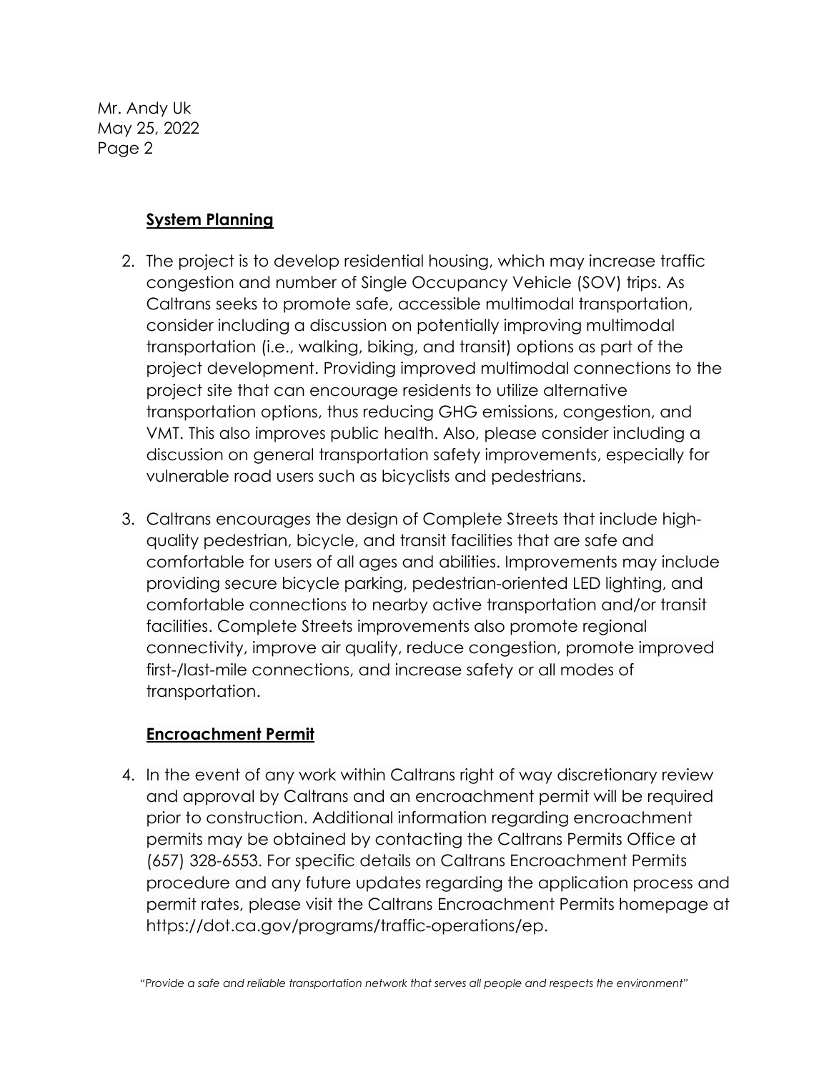Mr. Andy Uk
May 25, 2022

**System Planning**

2. The project is to develop residential housing, which may increase traffic congestion and number of Single Occupancy Vehicle (SOV) trips. As Caltrans seeks to promote safe, accessible multimodal transportation, consider including a discussion on potentially improving multimodal transportation (i.e., walking, biking, and transit) options as part of the project development. Providing improved multimodal connections to the project site that can encourage residents to utilize alternative transportation options, thus reducing GHG emissions, congestion, and VMT. This also improves public health. Also, please consider including a discussion on general transportation safety improvements, especially for vulnerable road users such as bicyclists and pedestrians.

3. Caltrans encourages the design of Complete Streets that include high-quality pedestrian, bicycle, and transit facilities that are safe and comfortable for users of all ages and abilities. Improvements may include providing secure bicycle parking, pedestrian-oriented LED lighting, and comfortable connections to nearby active transportation and/or transit facilities. Complete Streets improvements also promote regional connectivity, improve air quality, reduce congestion, promote improved first-/last-mile connections, and increase safety or all modes of transportation.

**Encroachment Permit**

4. In the event of any work within Caltrans right of way discretionary review and approval by Caltrans and an encroachment permit will be required prior to construction. Additional information regarding encroachment permits may be obtained by contacting the Caltrans Permits Office at (657) 328-6553. For specific details on Caltrans Encroachment Permits procedure and any future updates regarding the application process and permit rates, please visit the Caltrans Encroachment Permits homepage at https://dot.ca.gov/programs/traffic-operations/ep.

*"Provide a safe and reliable transportation network that serves all people and respects the environment"*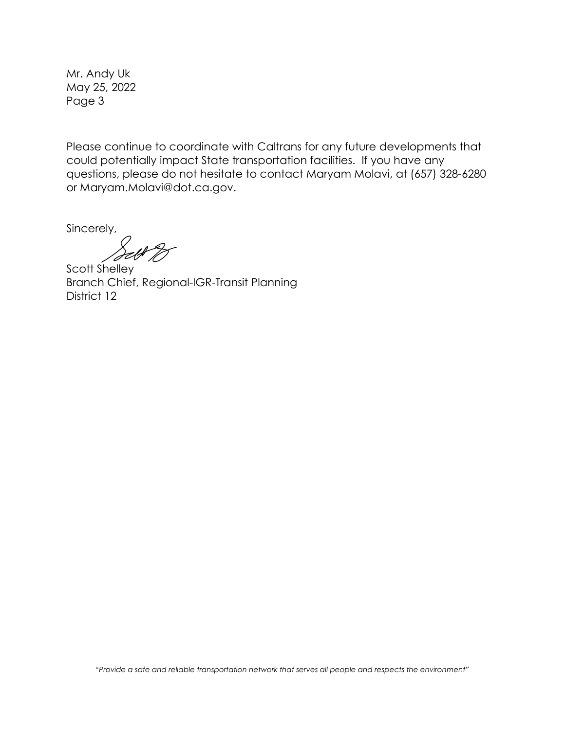Mr. Andy Uk
May 25, 2022
Page 3

Please continue to coordinate with Caltrans for any future developments that could potentially impact State transportation facilities. If you have any questions, please do not hesitate to contact Maryam Molavi, at (657) 328-6280 or Maryam.Molavi@dot.ca.gov.

Sincerely,

Scott Shelley
Branch Chief, Regional-IGR-Transit Planning
District 12